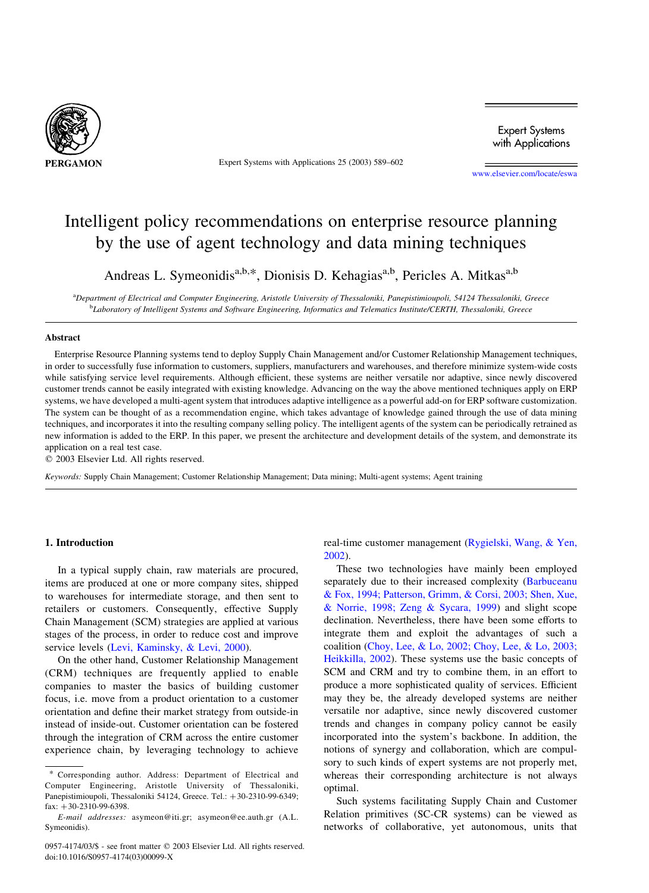# Intelligent policy recommendations on enterprise resource planning by the use of agent technology and data mining techniques

Andreas L. Symeonidis[a,b,*], Dionisis D. Kehagias[a,b], Pericles A. Mitkas[a,b]

[a]Department of Electrical and Computer Engineering, Aristotle University of Thessaloniki, Panepistimioupoli, 54124 Thessaloniki, Greece
[b]Laboratory of Intelligent Systems and Software Engineering, Informatics and Telematics Institute/CERTH, Thessaloniki, Greece

## Abstract

Enterprise Resource Planning systems tend to deploy Supply Chain Management and/or Customer Relationship Management techniques, in order to successfully fuse information to customers, suppliers, manufacturers and warehouses, and therefore minimize system-wide costs while satisfying service level requirements. Although efficient, these systems are neither versatile nor adaptive, since newly discovered customer trends cannot be easily integrated with existing knowledge. Advancing on the way the above mentioned techniques apply on ERP systems, we have developed a multi-agent system that introduces adaptive intelligence as a powerful add-on for ERP software customization. The system can be thought of as a recommendation engine, which takes advantage of knowledge gained through the use of data mining techniques, and incorporates it into the resulting company selling policy. The intelligent agents of the system can be periodically retrained as new information is added to the ERP. In this paper, we present the architecture and development details of the system, and demonstrate its application on a real test case.

© 2003 Elsevier Ltd. All rights reserved.

*Keywords:* Supply Chain Management; Customer Relationship Management; Data mining; Multi-agent systems; Agent training

## 1. Introduction

In a typical supply chain, raw materials are procured, items are produced at one or more company sites, shipped to warehouses for intermediate storage, and then sent to retailers or customers. Consequently, effective Supply Chain Management (SCM) strategies are applied at various stages of the process, in order to reduce cost and improve service levels (Levi, Kaminsky, & Levi, 2000).

On the other hand, Customer Relationship Management (CRM) techniques are frequently applied to enable companies to master the basics of building customer focus, i.e. move from a product orientation to a customer orientation and define their market strategy from outside-in instead of inside-out. Customer orientation can be fostered through the integration of CRM across the entire customer experience chain, by leveraging technology to achieve real-time customer management (Rygielski, Wang, & Yen, 2002).

These two technologies have mainly been employed separately due to their increased complexity (Barbuceanu & Fox, 1994; Patterson, Grimm, & Corsi, 2003; Shen, Xue, & Norrie, 1998; Zeng & Sycara, 1999) and slight scope declination. Nevertheless, there have been some efforts to integrate them and exploit the advantages of such a coalition (Choy, Lee, & Lo, 2002; Choy, Lee, & Lo, 2003; Heikkila, 2002). These systems use the basic concepts of SCM and CRM and try to combine them, in an effort to produce a more sophisticated quality of services. Efficient may they be, the already developed systems are neither versatile nor adaptive, since newly discovered customer trends and changes in company policy cannot be easily incorporated into the system's backbone. In addition, the notions of synergy and collaboration, which are compulsory to such kinds of expert systems are not properly met, whereas their corresponding architecture is not always optimal.

Such systems facilitating Supply Chain and Customer Relation primitives (SC-CR systems) can be viewed as networks of collaborative, yet autonomous, units that

---

\* Corresponding author. Address: Department of Electrical and Computer Engineering, Aristotle University of Thessaloniki, Panepistimioupoli, Thessaloniki 54124, Greece. Tel.: +30-2310-99-6349; fax: +30-2310-99-6398.

*E-mail addresses:* asymeon@iti.gr; asymeon@ee.auth.gr (A.L. Symeonidis).

0957-4174/03/$ - see front matter © 2003 Elsevier Ltd. All rights reserved.
doi:10.1016/S0957-4174(03)00099-X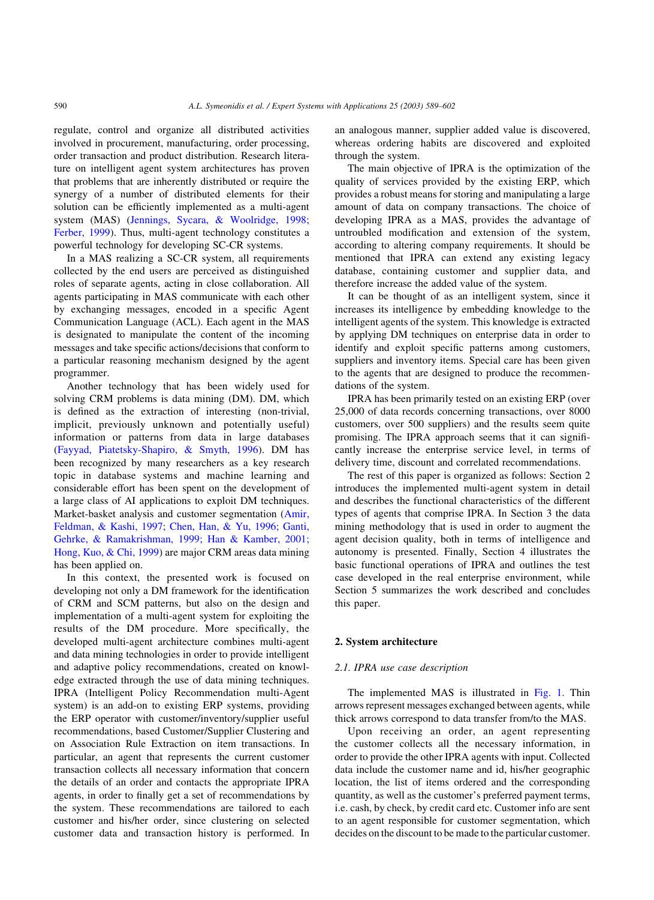regulate, control and organize all distributed activities involved in procurement, manufacturing, order processing, order transaction and product distribution. Research literature on intelligent agent system architectures has proven that problems that are inherently distributed or require the synergy of a number of distributed elements for their solution can be efficiently implemented as a multi-agent system (MAS) (Jennings, Sycara, & Woolridge, 1998; Ferber, 1999). Thus, multi-agent technology constitutes a powerful technology for developing SC-CR systems.

In a MAS realizing a SC-CR system, all requirements collected by the end users are perceived as distinguished roles of separate agents, acting in close collaboration. All agents participating in MAS communicate with each other by exchanging messages, encoded in a specific Agent Communication Language (ACL). Each agent in the MAS is designated to manipulate the content of the incoming messages and take specific actions/decisions that conform to a particular reasoning mechanism designed by the agent programmer.

Another technology that has been widely used for solving CRM problems is data mining (DM). DM, which is defined as the extraction of interesting (non-trivial, implicit, previously unknown and potentially useful) information or patterns from data in large databases (Fayyad, Piatetsky-Shapiro, & Smyth, 1996). DM has been recognized by many researchers as a key research topic in database systems and machine learning and considerable effort has been spent on the development of a large class of AI applications to exploit DM techniques. Market-basket analysis and customer segmentation (Amir, Feldman, & Kashi, 1997; Chen, Han, & Yu, 1996; Ganti, Gehrke, & Ramakrishman, 1999; Han & Kamber, 2001; Hong, Kuo, & Chi, 1999) are major CRM areas data mining has been applied on.

In this context, the presented work is focused on developing not only a DM framework for the identification of CRM and SCM patterns, but also on the design and implementation of a multi-agent system for exploiting the results of the DM procedure. More specifically, the developed multi-agent architecture combines multi-agent and data mining technologies in order to provide intelligent and adaptive policy recommendations, created on knowledge extracted through the use of data mining techniques. IPRA (Intelligent Policy Recommendation multi-Agent system) is an add-on to existing ERP systems, providing the ERP operator with customer/inventory/supplier useful recommendations, based Customer/Supplier Clustering and on Association Rule Extraction on item transactions. In particular, an agent that represents the current customer transaction collects all necessary information that concern the details of an order and contacts the appropriate IPRA agents, in order to finally get a set of recommendations by the system. These recommendations are tailored to each customer and his/her order, since clustering on selected customer data and transaction history is performed. In an analogous manner, supplier added value is discovered, whereas ordering habits are discovered and exploited through the system.

The main objective of IPRA is the optimization of the quality of services provided by the existing ERP, which provides a robust means for storing and manipulating a large amount of data on company transactions. The choice of developing IPRA as a MAS, provides the advantage of untroubled modification and extension of the system, according to altering company requirements. It should be mentioned that IPRA can extend any existing legacy database, containing customer and supplier data, and therefore increase the added value of the system.

It can be thought of as an intelligent system, since it increases its intelligence by embedding knowledge to the intelligent agents of the system. This knowledge is extracted by applying DM techniques on enterprise data in order to identify and exploit specific patterns among customers, suppliers and inventory items. Special care has been given to the agents that are designed to produce the recommendations of the system.

IPRA has been primarily tested on an existing ERP (over 25,000 of data records concerning transactions, over 8000 customers, over 500 suppliers) and the results seem quite promising. The IPRA approach seems that it can significantly increase the enterprise service level, in terms of delivery time, discount and correlated recommendations.

The rest of this paper is organized as follows: Section 2 introduces the implemented multi-agent system in detail and describes the functional characteristics of the different types of agents that comprise IPRA. In Section 3 the data mining methodology that is used in order to augment the agent decision quality, both in terms of intelligence and autonomy is presented. Finally, Section 4 illustrates the basic functional operations of IPRA and outlines the test case developed in the real enterprise environment, while Section 5 summarizes the work described and concludes this paper.

## 2. System architecture

### *2.1. IPRA use case description*

The implemented MAS is illustrated in Fig. 1. Thin arrows represent messages exchanged between agents, while thick arrows correspond to data transfer from/to the MAS.

Upon receiving an order, an agent representing the customer collects all the necessary information, in order to provide the other IPRA agents with input. Collected data include the customer name and id, his/her geographic location, the list of items ordered and the corresponding quantity, as well as the customer's preferred payment terms, i.e. cash, by check, by credit card etc. Customer info are sent to an agent responsible for customer segmentation, which decides on the discount to be made to the particular customer.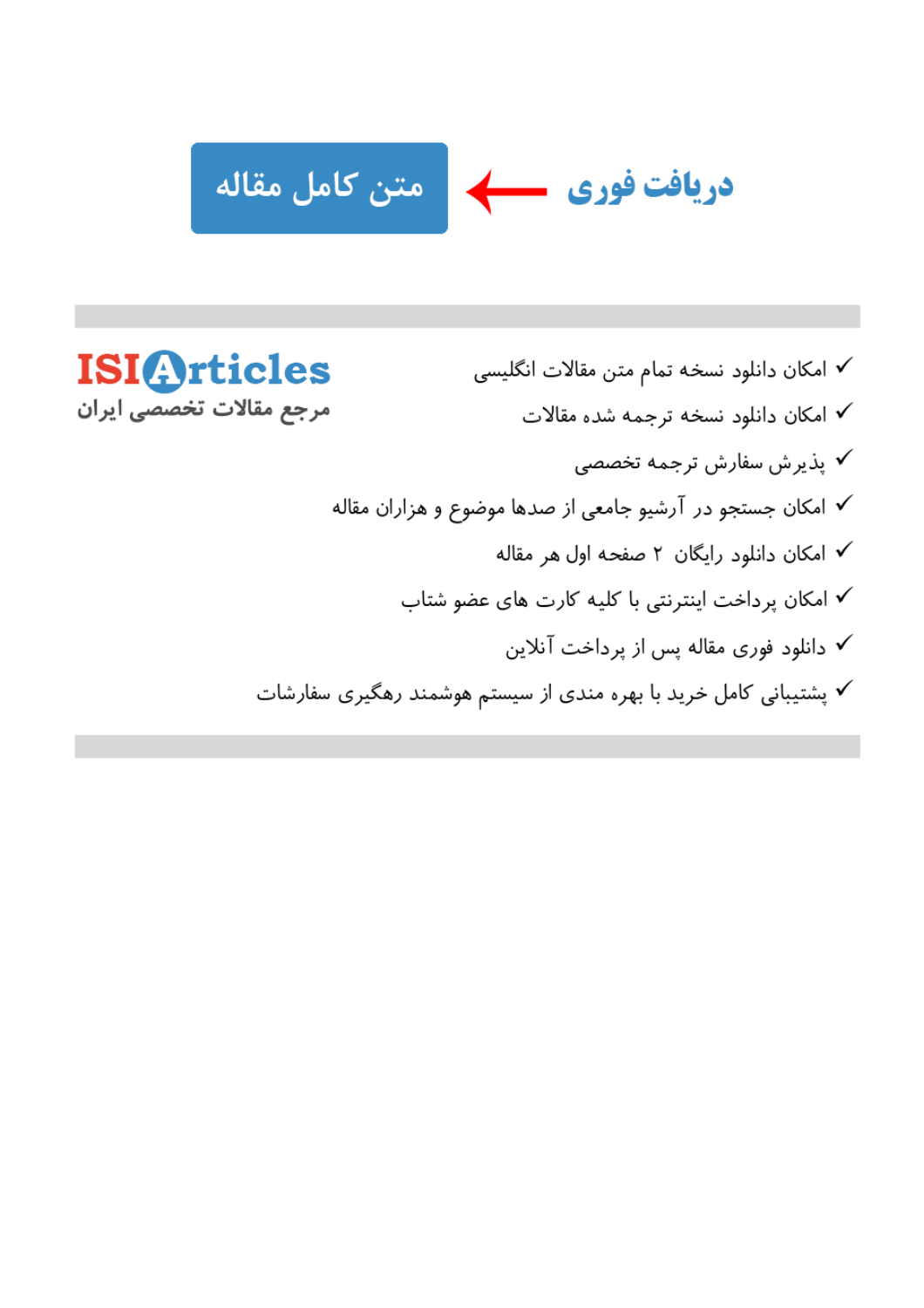دریافت فوری ← **متن کامل مقاله**

**ISIArticles**
مرجع مقالات تخصصی ایران

- ✓ امکان دانلود نسخه تمام متن مقالات انگلیسی
- ✓ امکان دانلود نسخه ترجمه شده مقالات
- ✓ پذیرش سفارش ترجمه تخصصی
- ✓ امکان جستجو در آرشیو جامعی از صدها موضوع و هزاران مقاله
- ✓ امکان دانلود رایگان ۲ صفحه اول هر مقاله
- ✓ امکان پرداخت اینترنتی با کلیه کارت های عضو شتاب
- ✓ دانلود فوری مقاله پس از پرداخت آنلاین
- ✓ پشتیبانی کامل خرید با بهره مندی از سیستم هوشمند رهگیری سفارشات